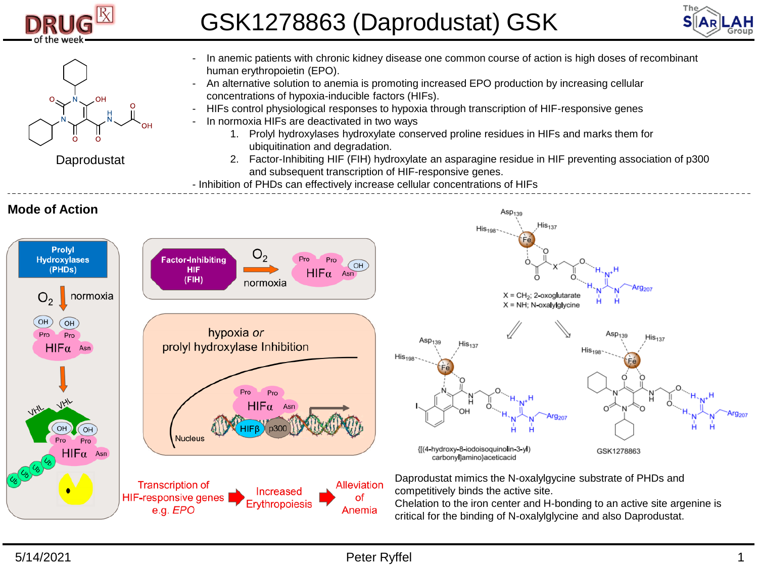# GSK1278863 (Daprodustat) GSK

Daprodustat

- In anemic patients with chronic kidney disease one common course of action is high doses of recombinant human erythropoietin (EPO).
- An alternative solution to anemia is promoting increased EPO production by increasing cellular concentrations of hypoxia-inducible factors (HIFs).
- HIFs control physiological responses to hypoxia through transcription of HIF-responsive genes
- In normoxia HIFs are deactivated in two ways
  1. Prolyl hydroxylases hydroxylate conserved proline residues in HIFs and marks them for ubiquitination and degradation.
  2. Factor-Inhibiting HIF (FIH) hydroxylate an asparagine residue in HIF preventing association of p300 and subsequent transcription of HIF-responsive genes.
- Inhibition of PHDs can effectively increase cellular concentrations of HIFs

## Mode of Action

Prolyl Hydroxylases (PHDs)

$O_2$ normoxia

Factor-Inhibiting HIF (FIH)

$O_2$ normoxia

hypoxia *or* prolyl hydroxylase Inhibition

Nucleus

Transcription of HIF-responsive genes e.g. *EPO* → Increased Erythropoiesis → Alleviation of Anemia

X = $CH_2$; 2-oxoglutarate
X = NH; N-oxalylglycine

{[(4-hydroxy-8-iodoisoquinolin-3-yl) carbonyl]amino}aceticacid

GSK1278863

Daprodustat mimics the N-oxalylgycine substrate of PHDs and competitively binds the active site.
Chelation to the iron center and H-bonding to an active site argenine is critical for the binding of N-oxalylglycine and also Daprodustat.

5/14/2021 Peter Ryffel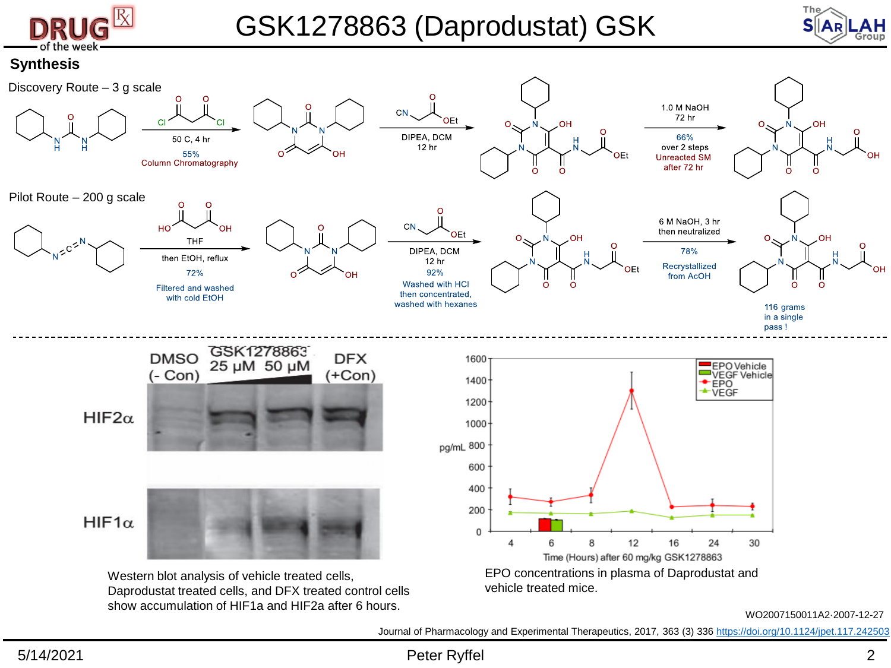# GSK1278863 (Daprodustat) GSK

## Synthesis

### Discovery Route – 3 g scale

50 C, 4 hr
55%
Column Chromatography

DIPEA, DCM
12 hr

1.0 M NaOH
72 hr
66%
over 2 steps
Unreacted SM
after 72 hr

### Pilot Route – 200 g scale

THF
then EtOH, reflux
72%
Filtered and washed
with cold EtOH

DIPEA, DCM
12 hr
92%
Washed with HCl
then concentrated,
washed with hexanes

6 M NaOH, 3 hr
then neutralized
78%
Recrystallized
from AcOH

116 grams
in a single
pass !

---

DMSO (- Con)
GSK1278863 25 μM 50 μM
DFX (+Con)
HIF2α
HIF1α

Western blot analysis of vehicle treated cells, Daprodustat treated cells, and DFX treated control cells show accumulation of HIF1a and HIF2a after 6 hours.

EPO Vehicle
VEGF Vehicle
EPO
VEGF
pg/mL
1600
1400
1200
1000
800
600
400
200
0
4 6 8 12 16 24 30
Time (Hours) after 60 mg/kg GSK1278863

EPO concentrations in plasma of Daprodustat and vehicle treated mice.

WO2007150011A2·2007-12-27

Journal of Pharmacology and Experimental Therapeutics, 2017, 363 (3) 336 https://doi.org/10.1124/jpet.117.242503

5/14/2021 Peter Ryffel